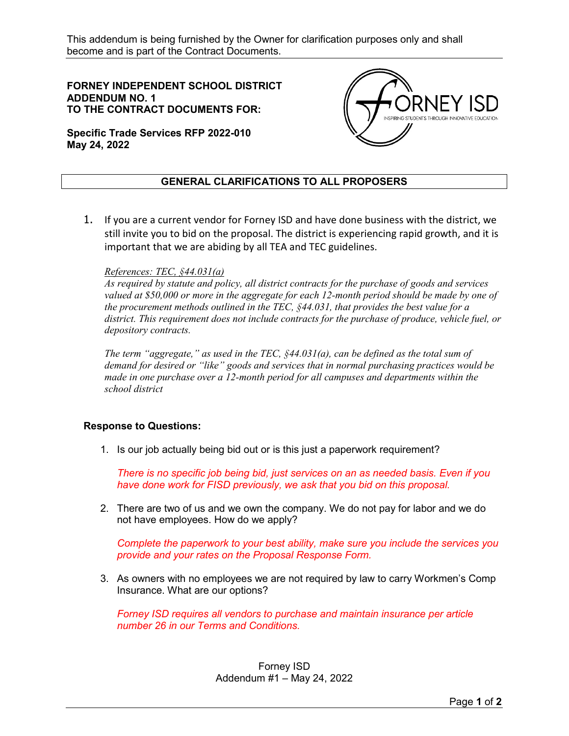This addendum is being furnished by the Owner for clarification purposes only and shall become and is part of the Contract Documents.

**FORNEY INDEPENDENT SCHOOL DISTRICT**
**ADDENDUM NO. 1**
**TO THE CONTRACT DOCUMENTS FOR:**

**Specific Trade Services RFP 2022-010**
**May 24, 2022**

## GENERAL CLARIFICATIONS TO ALL PROPOSERS

1. If you are a current vendor for Forney ISD and have done business with the district, we still invite you to bid on the proposal. The district is experiencing rapid growth, and it is important that we are abiding by all TEA and TEC guidelines.

   *References: TEC, §44.031(a)*
   *As required by statute and policy, all district contracts for the purchase of goods and services valued at $50,000 or more in the aggregate for each 12-month period should be made by one of the procurement methods outlined in the TEC, §44.031, that provides the best value for a district. This requirement does not include contracts for the purchase of produce, vehicle fuel, or depository contracts.*

   *The term "aggregate," as used in the TEC, §44.031(a), can be defined as the total sum of demand for desired or "like" goods and services that in normal purchasing practices would be made in one purchase over a 12-month period for all campuses and departments within the school district*

### Response to Questions:

1. Is our job actually being bid out or is this just a paperwork requirement?

   *There is no specific job being bid, just services on an as needed basis. Even if you have done work for FISD previously, we ask that you bid on this proposal.*

2. There are two of us and we own the company. We do not pay for labor and we do not have employees. How do we apply?

   *Complete the paperwork to your best ability, make sure you include the services you provide and your rates on the Proposal Response Form.*

3. As owners with no employees we are not required by law to carry Workmen's Comp Insurance. What are our options?

   *Forney ISD requires all vendors to purchase and maintain insurance per article number 26 in our Terms and Conditions.*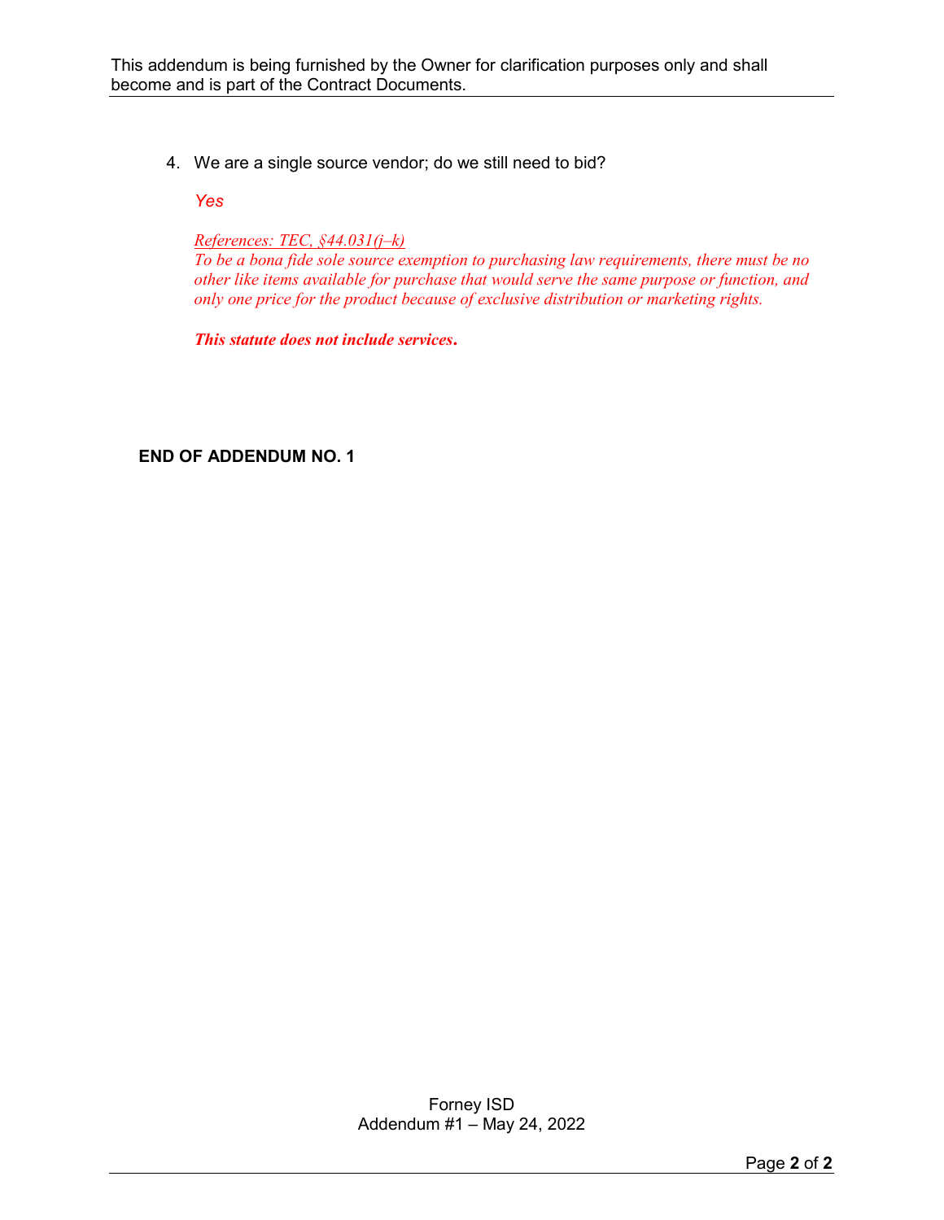4. We are a single source vendor; do we still need to bid?

   *Yes*

   *References: TEC, §44.031(j–k)*
   *To be a bona fide sole source exemption to purchasing law requirements, there must be no other like items available for purchase that would serve the same purpose or function, and only one price for the product because of exclusive distribution or marketing rights.*

   ***This statute does not include services.***

**END OF ADDENDUM NO. 1**